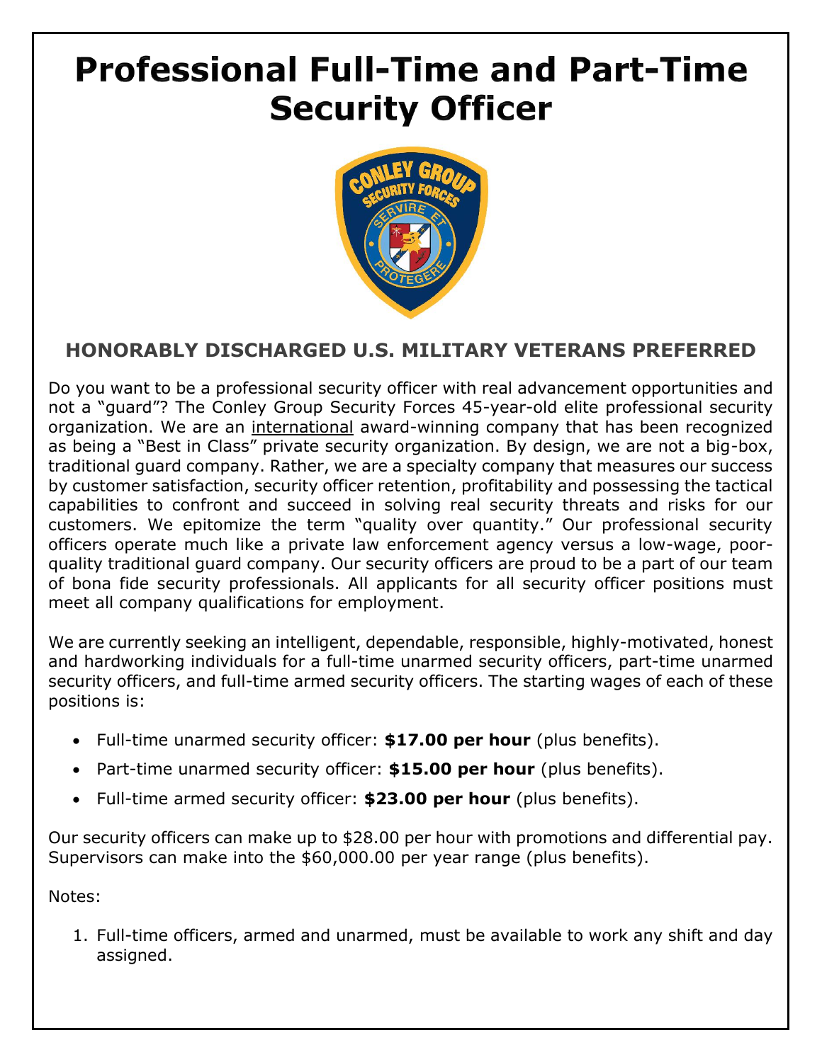# Professional Full-Time and Part-Time Security Officer

### HONORABLY DISCHARGED U.S. MILITARY VETERANS PREFERRED

Do you want to be a professional security officer with real advancement opportunities and not a "guard"? The Conley Group Security Forces 45-year-old elite professional security organization. We are an international award-winning company that has been recognized as being a "Best in Class" private security organization. By design, we are not a big-box, traditional guard company. Rather, we are a specialty company that measures our success by customer satisfaction, security officer retention, profitability and possessing the tactical capabilities to confront and succeed in solving real security threats and risks for our customers. We epitomize the term "quality over quantity." Our professional security officers operate much like a private law enforcement agency versus a low-wage, poor-quality traditional guard company. Our security officers are proud to be a part of our team of bona fide security professionals. All applicants for all security officer positions must meet all company qualifications for employment.

We are currently seeking an intelligent, dependable, responsible, highly-motivated, honest and hardworking individuals for a full-time unarmed security officers, part-time unarmed security officers, and full-time armed security officers. The starting wages of each of these positions is:

- Full-time unarmed security officer: **$17.00 per hour** (plus benefits).
- Part-time unarmed security officer: **$15.00 per hour** (plus benefits).
- Full-time armed security officer: **$23.00 per hour** (plus benefits).

Our security officers can make up to $28.00 per hour with promotions and differential pay. Supervisors can make into the $60,000.00 per year range (plus benefits).

Notes:

1. Full-time officers, armed and unarmed, must be available to work any shift and day assigned.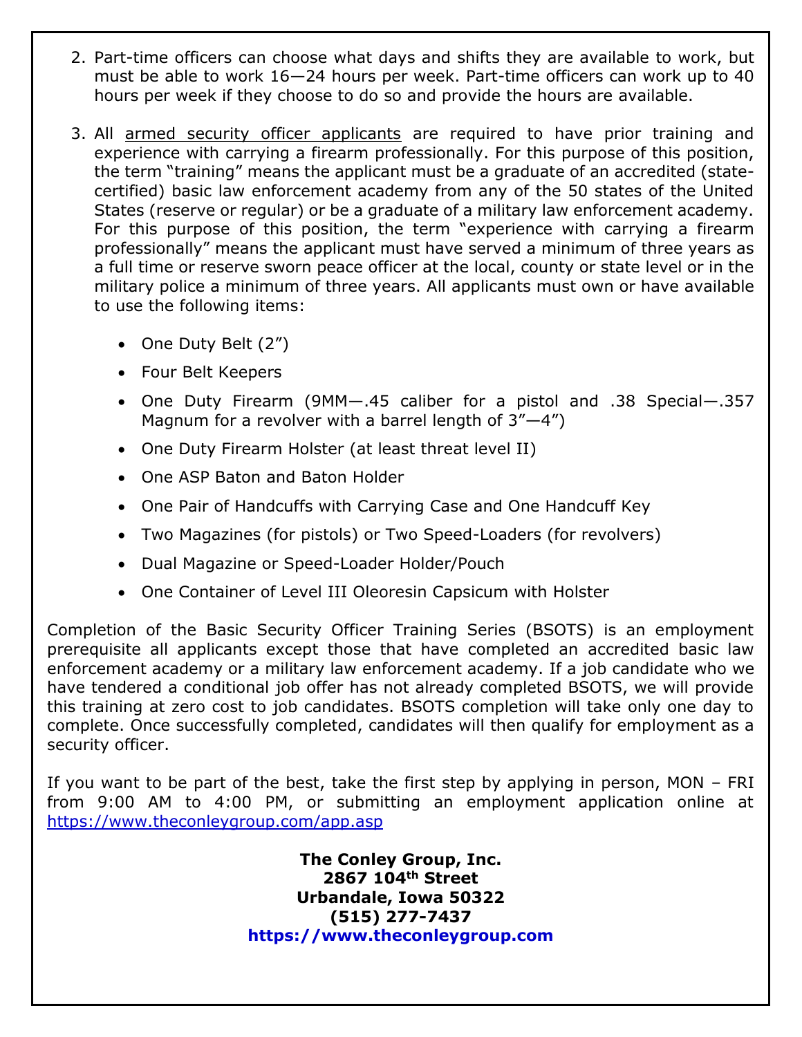2. Part-time officers can choose what days and shifts they are available to work, but must be able to work 16—24 hours per week. Part-time officers can work up to 40 hours per week if they choose to do so and provide the hours are available.

3. All <u>armed security officer applicants</u> are required to have prior training and experience with carrying a firearm professionally. For this purpose of this position, the term "training" means the applicant must be a graduate of an accredited (state-certified) basic law enforcement academy from any of the 50 states of the United States (reserve or regular) or be a graduate of a military law enforcement academy. For this purpose of this position, the term "experience with carrying a firearm professionally" means the applicant must have served a minimum of three years as a full time or reserve sworn peace officer at the local, county or state level or in the military police a minimum of three years. All applicants must own or have available to use the following items:

   - One Duty Belt (2")
   - Four Belt Keepers
   - One Duty Firearm (9MM—.45 caliber for a pistol and .38 Special—.357 Magnum for a revolver with a barrel length of 3"—4")
   - One Duty Firearm Holster (at least threat level II)
   - One ASP Baton and Baton Holder
   - One Pair of Handcuffs with Carrying Case and One Handcuff Key
   - Two Magazines (for pistols) or Two Speed-Loaders (for revolvers)
   - Dual Magazine or Speed-Loader Holder/Pouch
   - One Container of Level III Oleoresin Capsicum with Holster

Completion of the Basic Security Officer Training Series (BSOTS) is an employment prerequisite all applicants except those that have completed an accredited basic law enforcement academy or a military law enforcement academy. If a job candidate who we have tendered a conditional job offer has not already completed BSOTS, we will provide this training at zero cost to job candidates. BSOTS completion will take only one day to complete. Once successfully completed, candidates will then qualify for employment as a security officer.

If you want to be part of the best, take the first step by applying in person, MON – FRI from 9:00 AM to 4:00 PM, or submitting an employment application online at https://www.theconleygroup.com/app.asp

**The Conley Group, Inc.**
**2867 104th Street**
**Urbandale, Iowa 50322**
**(515) 277-7437**
**https://www.theconleygroup.com**